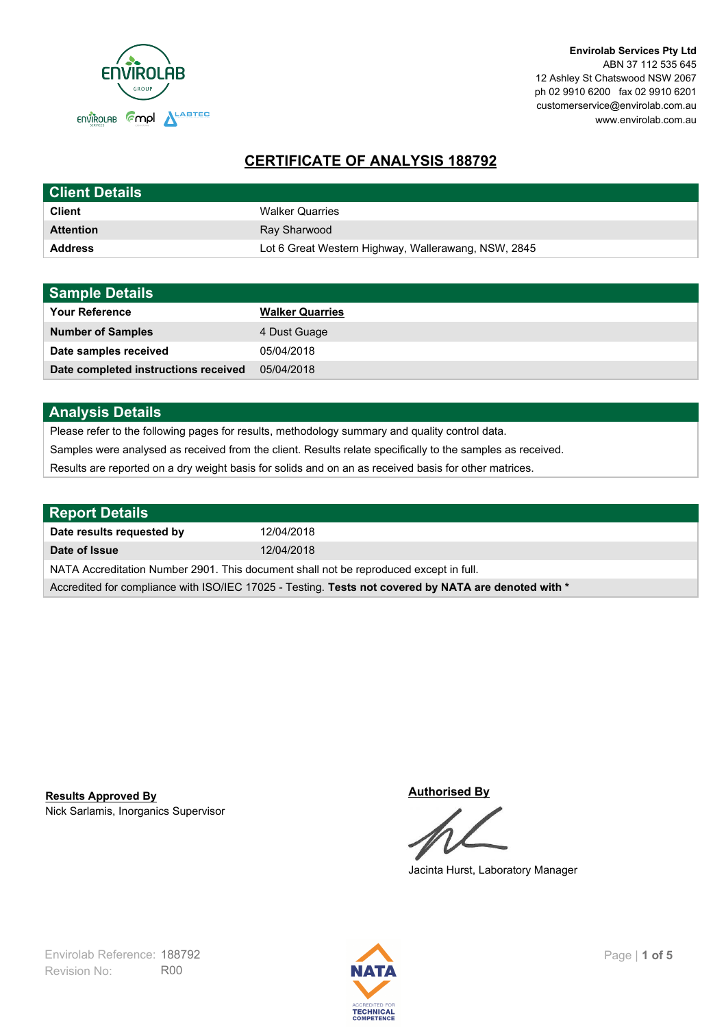**Envirolab Services Pty Ltd**
ABN 37 112 535 645
12 Ashley St Chatswood NSW 2067
ph 02 9910 6200 fax 02 9910 6201
customerservice@envirolab.com.au
www.envirolab.com.au

# CERTIFICATE OF ANALYSIS 188792

| Client Details | |
|---|---|
| **Client** | Walker Quarries |
| **Attention** | Ray Sharwood |
| **Address** | Lot 6 Great Western Highway, Wallerawang, NSW, 2845 |

| Sample Details | |
|---|---|
| **Your Reference** | **Walker Quarries** |
| **Number of Samples** | 4 Dust Guage |
| **Date samples received** | 05/04/2018 |
| **Date completed instructions received** | 05/04/2018 |

## Analysis Details

Please refer to the following pages for results, methodology summary and quality control data.

Samples were analysed as received from the client. Results relate specifically to the samples as received.

Results are reported on a dry weight basis for solids and on an as received basis for other matrices.

| Report Details | |
|---|---|
| **Date results requested by** | 12/04/2018 |
| **Date of Issue** | 12/04/2018 |

NATA Accreditation Number 2901. This document shall not be reproduced except in full.

Accredited for compliance with ISO/IEC 17025 - Testing. **Tests not covered by NATA are denoted with ***

**Results Approved By**
Nick Sarlamis, Inorganics Supervisor

**Authorised By**
Jacinta Hurst, Laboratory Manager

Envirolab Reference: 188792
Revision No: R00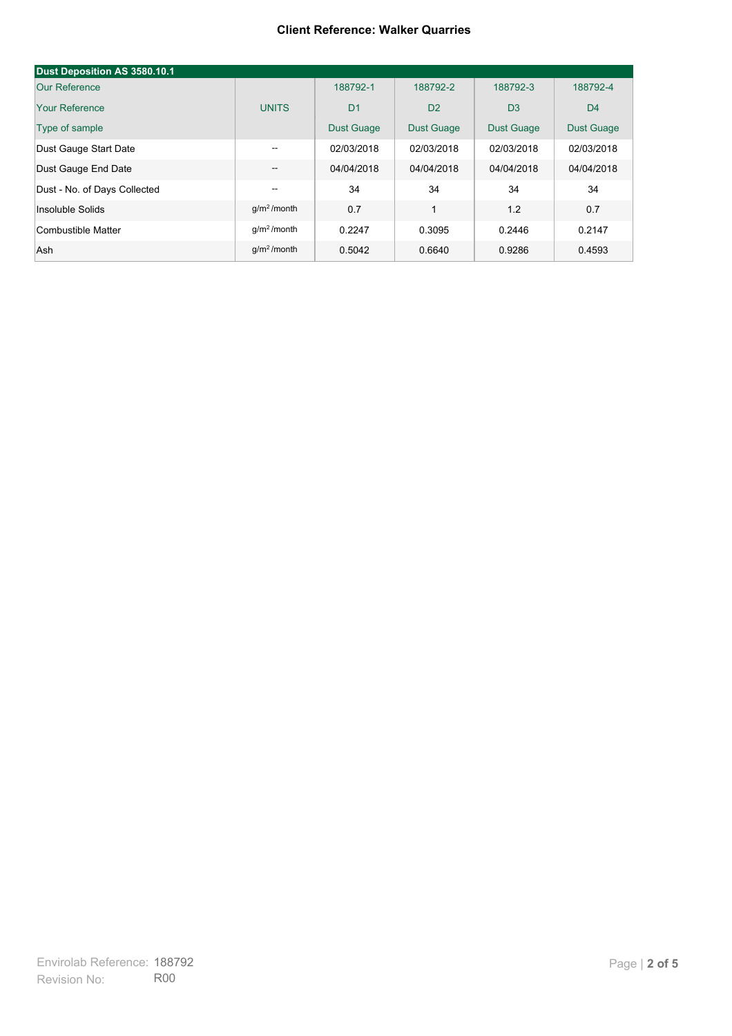**Client Reference: Walker Quarries**

| Dust Deposition AS 3580.10.1 | | | | | |
|---|---|---|---|---|---|
| Our Reference | | 188792-1 | 188792-2 | 188792-3 | 188792-4 |
| Your Reference | UNITS | D1 | D2 | D3 | D4 |
| Type of sample | | Dust Guage | Dust Guage | Dust Guage | Dust Guage |
| Dust Gauge Start Date | -- | 02/03/2018 | 02/03/2018 | 02/03/2018 | 02/03/2018 |
| Dust Gauge End Date | -- | 04/04/2018 | 04/04/2018 | 04/04/2018 | 04/04/2018 |
| Dust - No. of Days Collected | -- | 34 | 34 | 34 | 34 |
| Insoluble Solids | $g/m^2$/month | 0.7 | 1 | 1.2 | 0.7 |
| Combustible Matter | $g/m^2$/month | 0.2247 | 0.3095 | 0.2446 | 0.2147 |
| Ash | $g/m^2$/month | 0.5042 | 0.6640 | 0.9286 | 0.4593 |

Envirolab Reference: 188792
Revision No: R00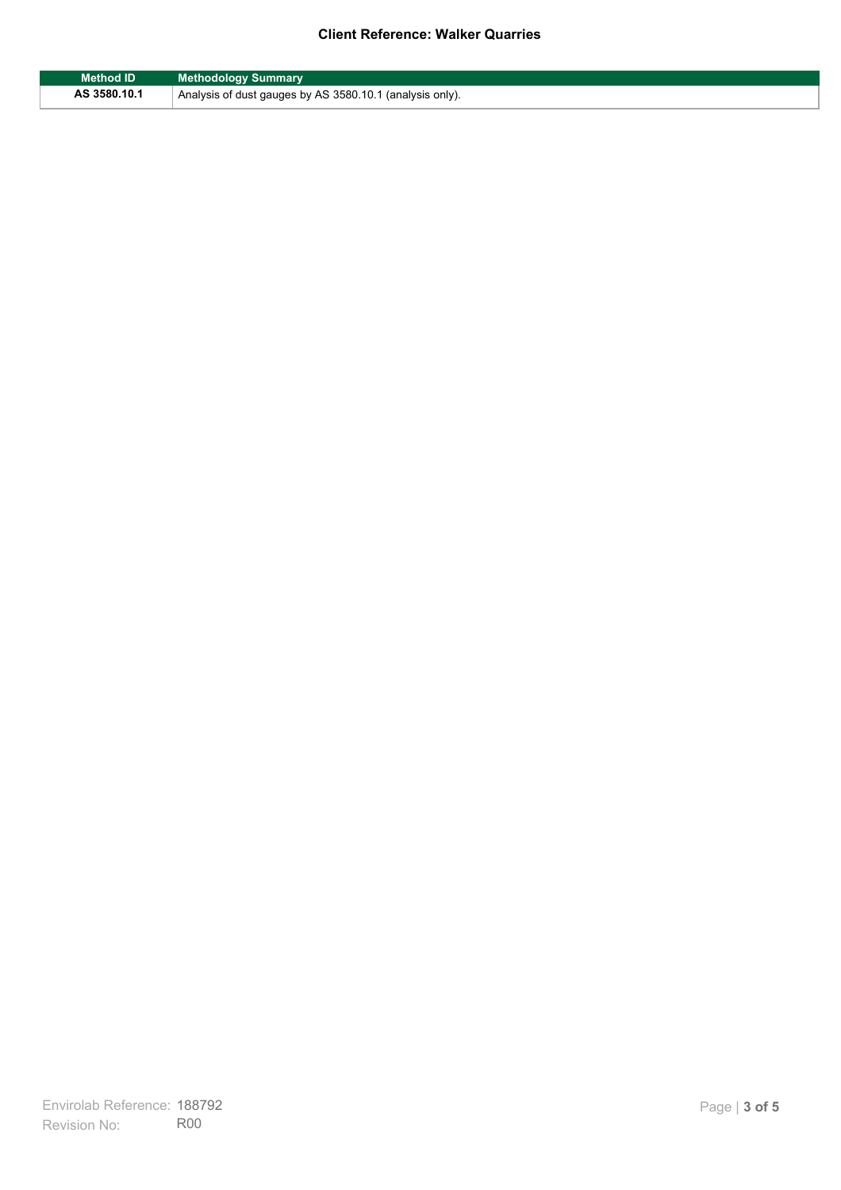| Method ID | Methodology Summary |
|---|---|
| AS 3580.10.1 | Analysis of dust gauges by AS 3580.10.1 (analysis only). |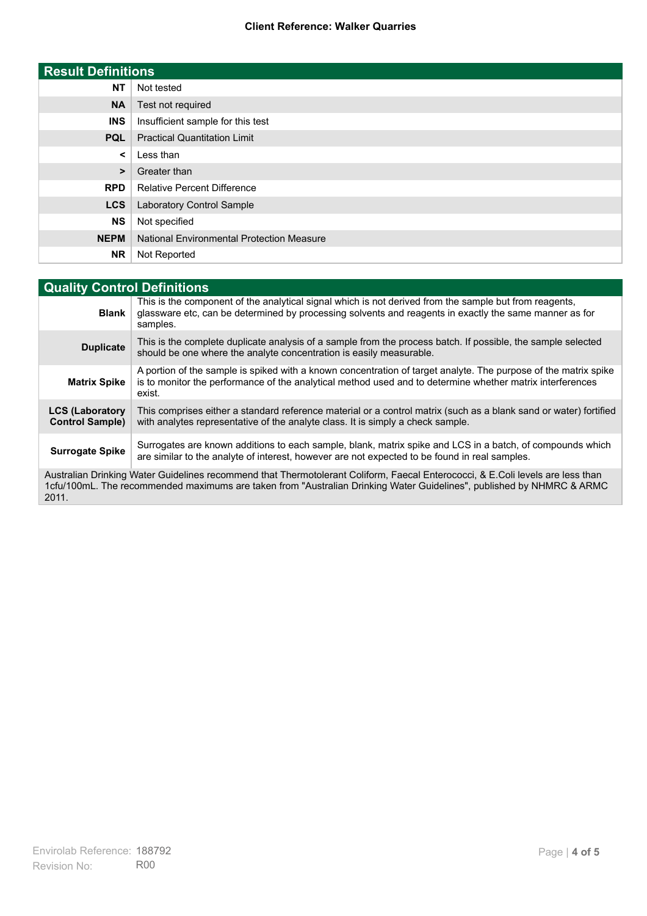**Client Reference: Walker Quarries**

## Result Definitions

| | |
|---|---|
| **NT** | Not tested |
| **NA** | Test not required |
| **INS** | Insufficient sample for this test |
| **PQL** | Practical Quantitation Limit |
| **<** | Less than |
| **>** | Greater than |
| **RPD** | Relative Percent Difference |
| **LCS** | Laboratory Control Sample |
| **NS** | Not specified |
| **NEPM** | National Environmental Protection Measure |
| **NR** | Not Reported |

## Quality Control Definitions

| | |
|---|---|
| **Blank** | This is the component of the analytical signal which is not derived from the sample but from reagents, glassware etc, can be determined by processing solvents and reagents in exactly the same manner as for samples. |
| **Duplicate** | This is the complete duplicate analysis of a sample from the process batch. If possible, the sample selected should be one where the analyte concentration is easily measurable. |
| **Matrix Spike** | A portion of the sample is spiked with a known concentration of target analyte. The purpose of the matrix spike is to monitor the performance of the analytical method used and to determine whether matrix interferences exist. |
| **LCS (Laboratory Control Sample)** | This comprises either a standard reference material or a control matrix (such as a blank sand or water) fortified with analytes representative of the analyte class. It is simply a check sample. |
| **Surrogate Spike** | Surrogates are known additions to each sample, blank, matrix spike and LCS in a batch, of compounds which are similar to the analyte of interest, however are not expected to be found in real samples. |

Australian Drinking Water Guidelines recommend that Thermotolerant Coliform, Faecal Enterococci, & E.Coli levels are less than 1cfu/100mL. The recommended maximums are taken from "Australian Drinking Water Guidelines", published by NHMRC & ARMC 2011.

Envirolab Reference: 188792
Revision No: R00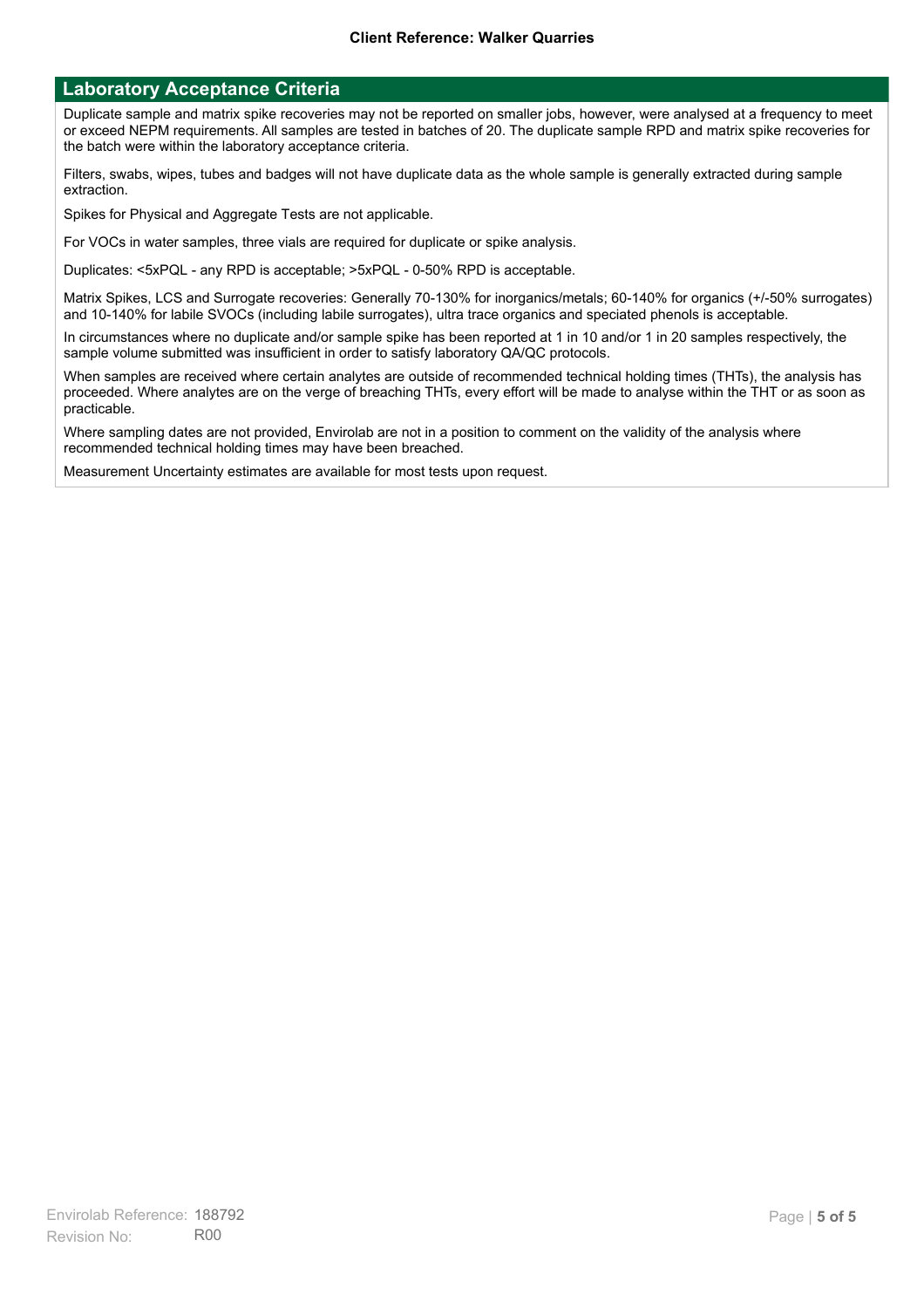## Laboratory Acceptance Criteria

Duplicate sample and matrix spike recoveries may not be reported on smaller jobs, however, were analysed at a frequency to meet or exceed NEPM requirements. All samples are tested in batches of 20. The duplicate sample RPD and matrix spike recoveries for the batch were within the laboratory acceptance criteria.

Filters, swabs, wipes, tubes and badges will not have duplicate data as the whole sample is generally extracted during sample extraction.

Spikes for Physical and Aggregate Tests are not applicable.

For VOCs in water samples, three vials are required for duplicate or spike analysis.

Duplicates: <5xPQL - any RPD is acceptable; >5xPQL - 0-50% RPD is acceptable.

Matrix Spikes, LCS and Surrogate recoveries: Generally 70-130% for inorganics/metals; 60-140% for organics (+/-50% surrogates) and 10-140% for labile SVOCs (including labile surrogates), ultra trace organics and speciated phenols is acceptable.

In circumstances where no duplicate and/or sample spike has been reported at 1 in 10 and/or 1 in 20 samples respectively, the sample volume submitted was insufficient in order to satisfy laboratory QA/QC protocols.

When samples are received where certain analytes are outside of recommended technical holding times (THTs), the analysis has proceeded. Where analytes are on the verge of breaching THTs, every effort will be made to analyse within the THT or as soon as practicable.

Where sampling dates are not provided, Envirolab are not in a position to comment on the validity of the analysis where recommended technical holding times may have been breached.

Measurement Uncertainty estimates are available for most tests upon request.